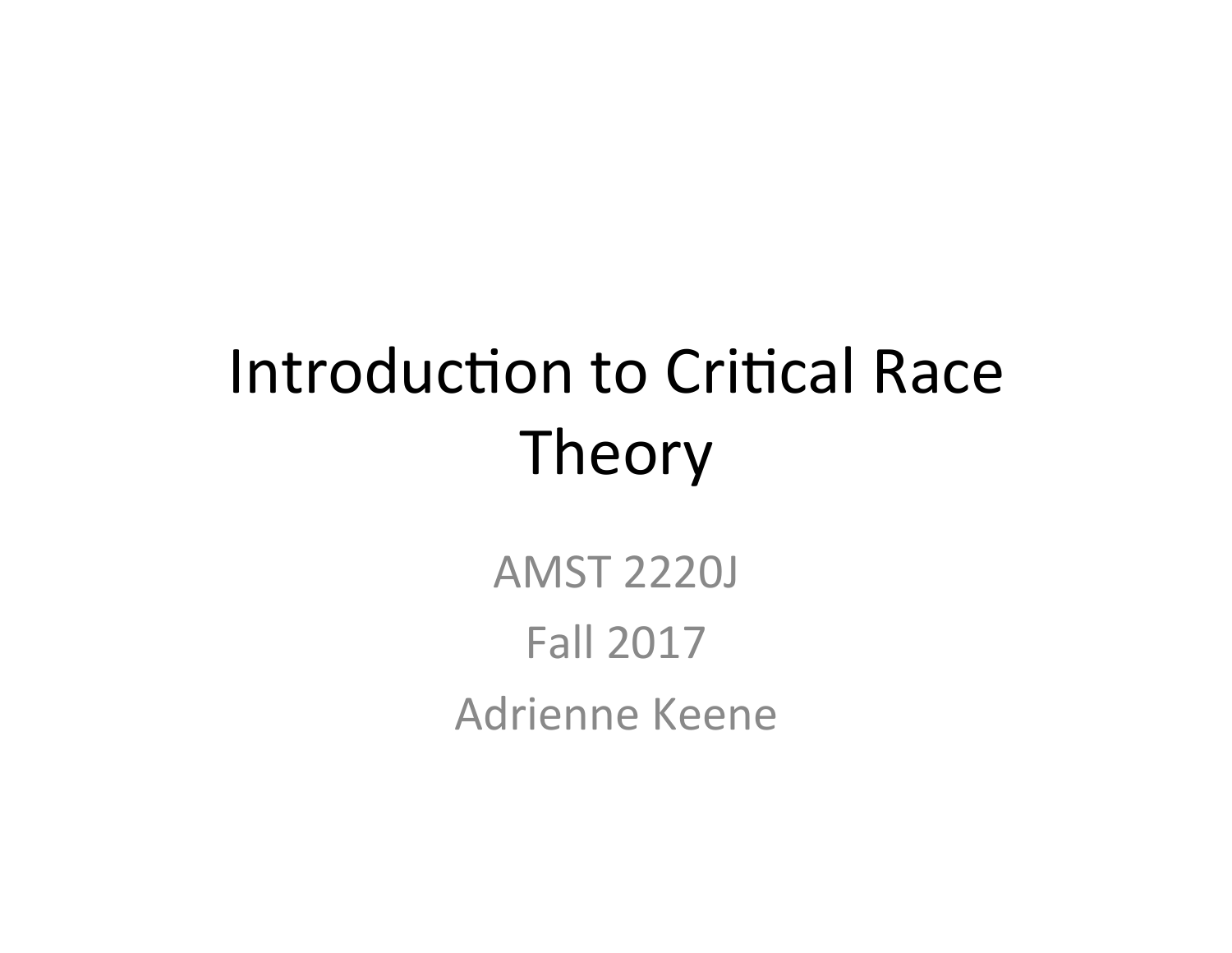# Introduction to Critical Race Theory

AMST 2220J

Fall 2017

Adrienne Keene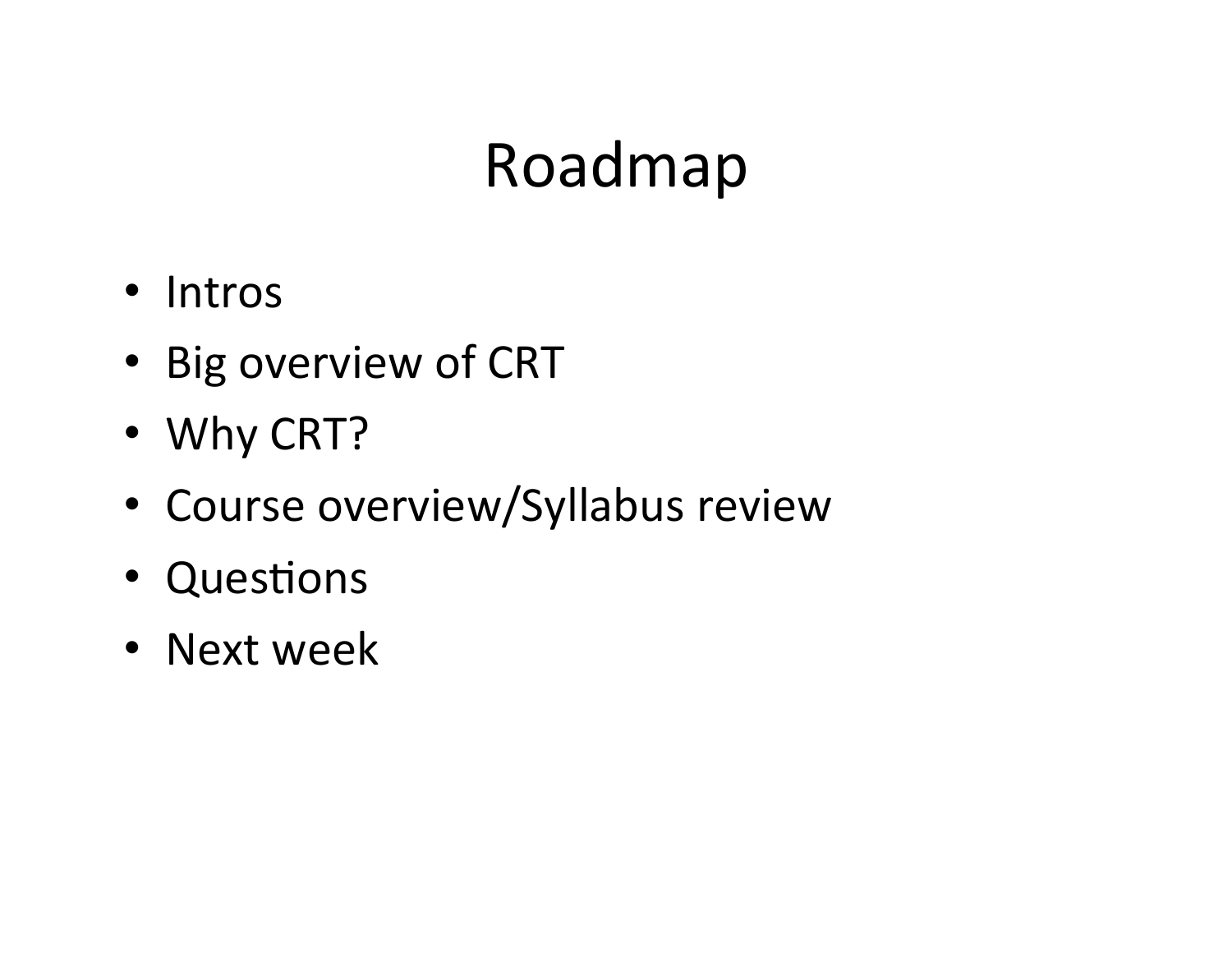# Roadmap

- Intros
- Big overview of CRT
- Why CRT?
- Course overview/Syllabus review
- Questions
- Next week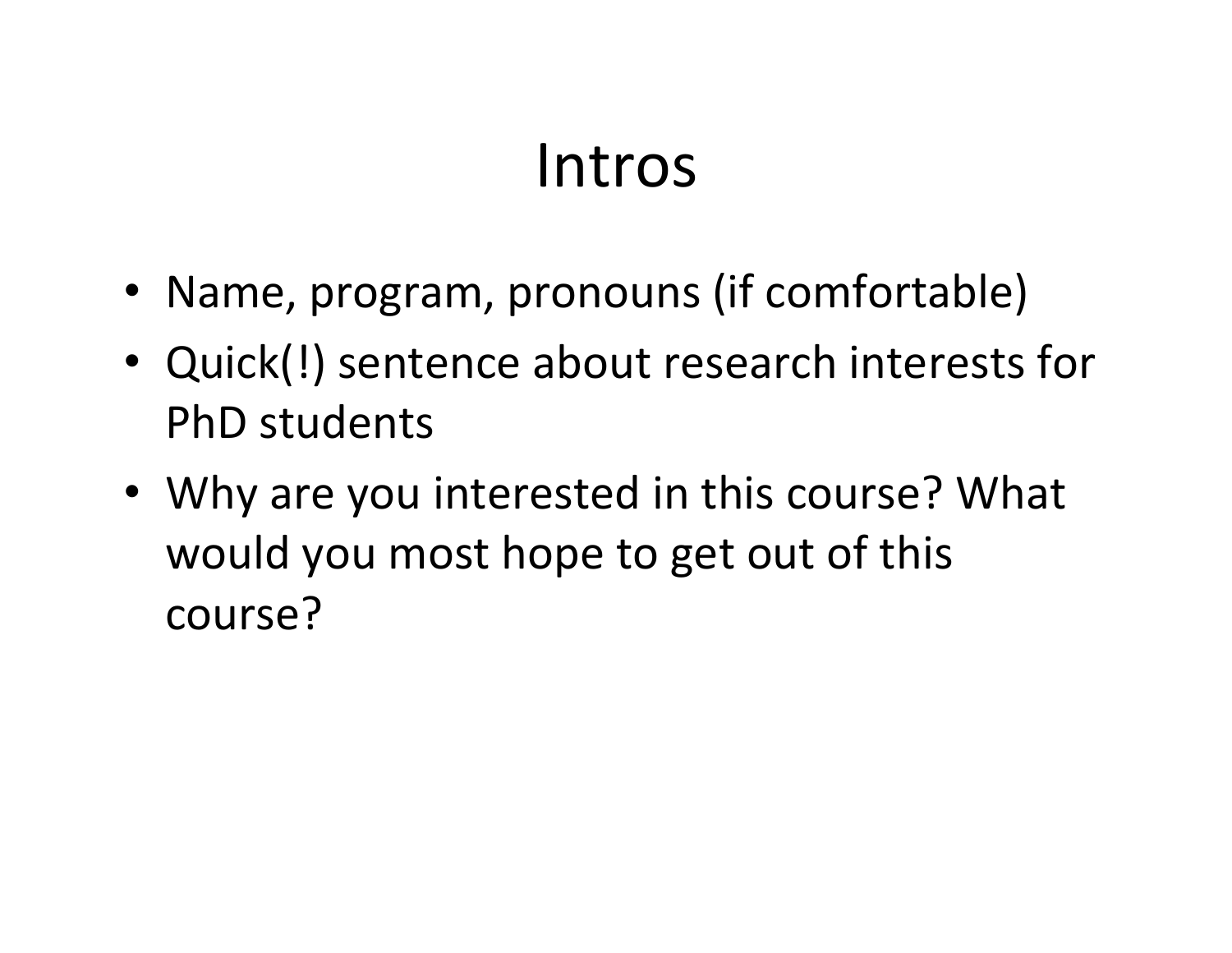# Intros

- Name, program, pronouns (if comfortable)
- Quick(!) sentence about research interests for PhD students
- Why are you interested in this course? What would you most hope to get out of this course?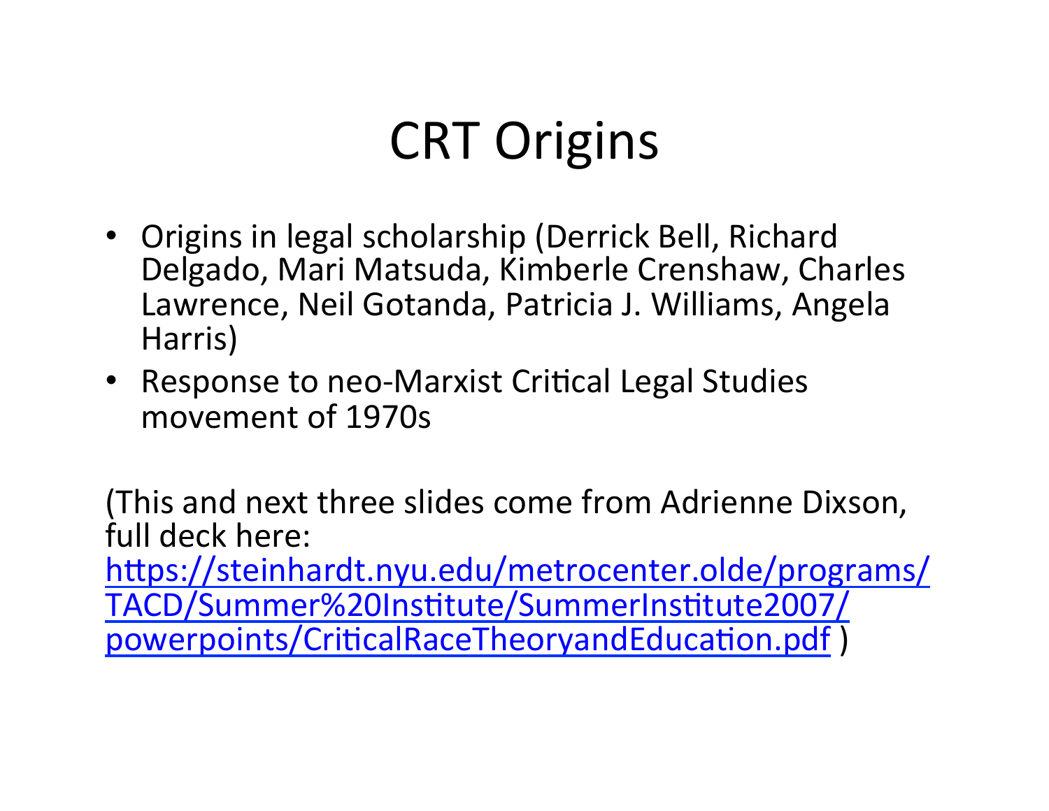# CRT Origins

- Origins in legal scholarship (Derrick Bell, Richard Delgado, Mari Matsuda, Kimberle Crenshaw, Charles Lawrence, Neil Gotanda, Patricia J. Williams, Angela Harris)
- Response to neo-Marxist Critical Legal Studies movement of 1970s

(This and next three slides come from Adrienne Dixson, full deck here: [https://steinhardt.nyu.edu/metrocenter.olde/programs/TACD/Summer%20Institute/SummerInstitute2007/powerpoints/CriticalRaceTheoryandEducation.pdf](https://steinhardt.nyu.edu/metrocenter.olde/programs/TACD/Summer%20Institute/SummerInstitute2007/powerpoints/CriticalRaceTheoryandEducation.pdf) )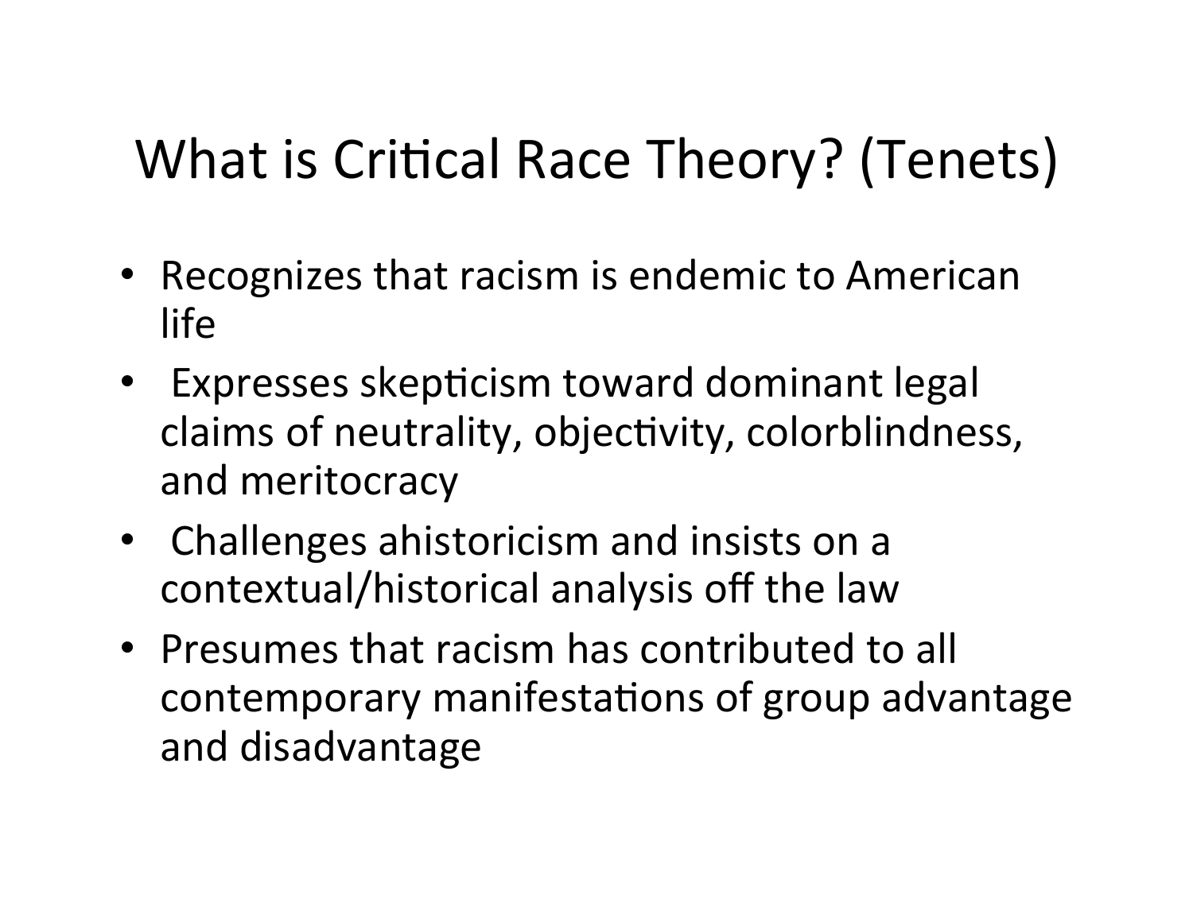# What is Critical Race Theory? (Tenets)

- Recognizes that racism is endemic to American life
- Expresses skepticism toward dominant legal claims of neutrality, objectivity, colorblindness, and meritocracy
- Challenges ahistoricism and insists on a contextual/historical analysis off the law
- Presumes that racism has contributed to all contemporary manifestations of group advantage and disadvantage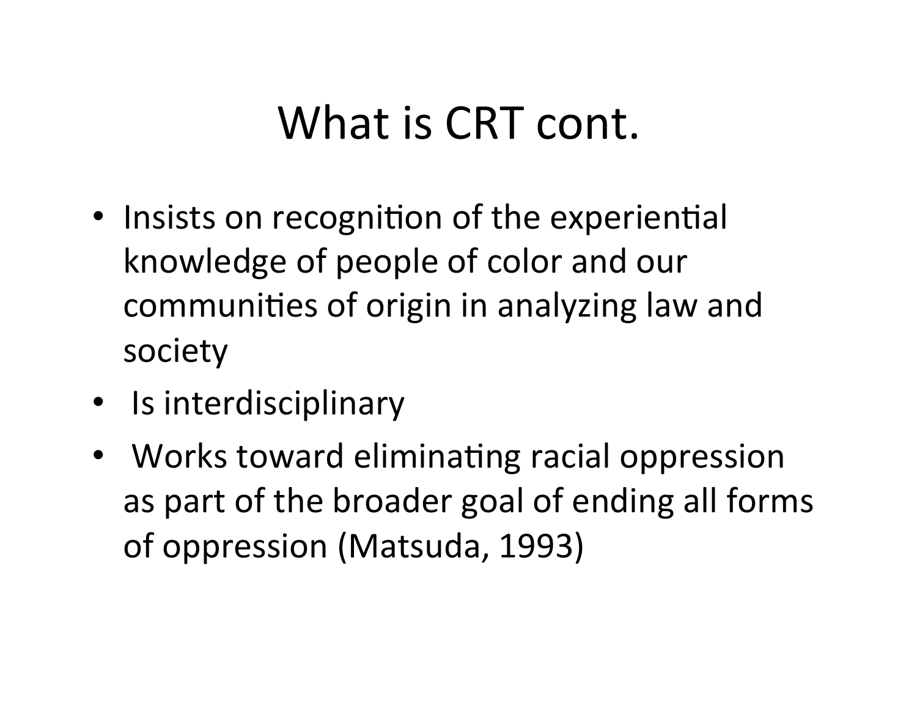# What is CRT cont.

- Insists on recognition of the experiential knowledge of people of color and our communities of origin in analyzing law and society
- Is interdisciplinary
- Works toward eliminating racial oppression as part of the broader goal of ending all forms of oppression (Matsuda, 1993)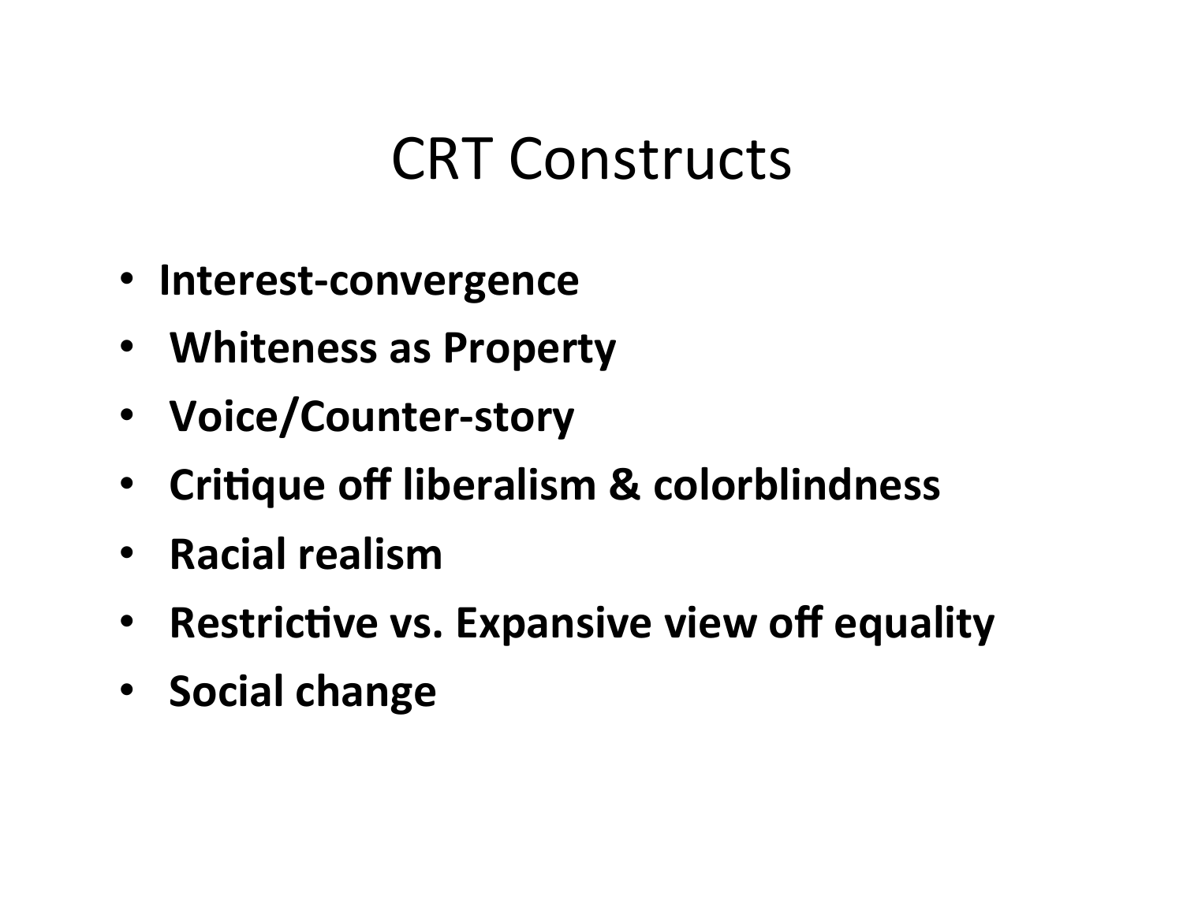# CRT Constructs

- **Interest-convergence**
- **Whiteness as Property**
- **Voice/Counter-story**
- **Critique off liberalism & colorblindness**
- **Racial realism**
- **Restrictive vs. Expansive view off equality**
- **Social change**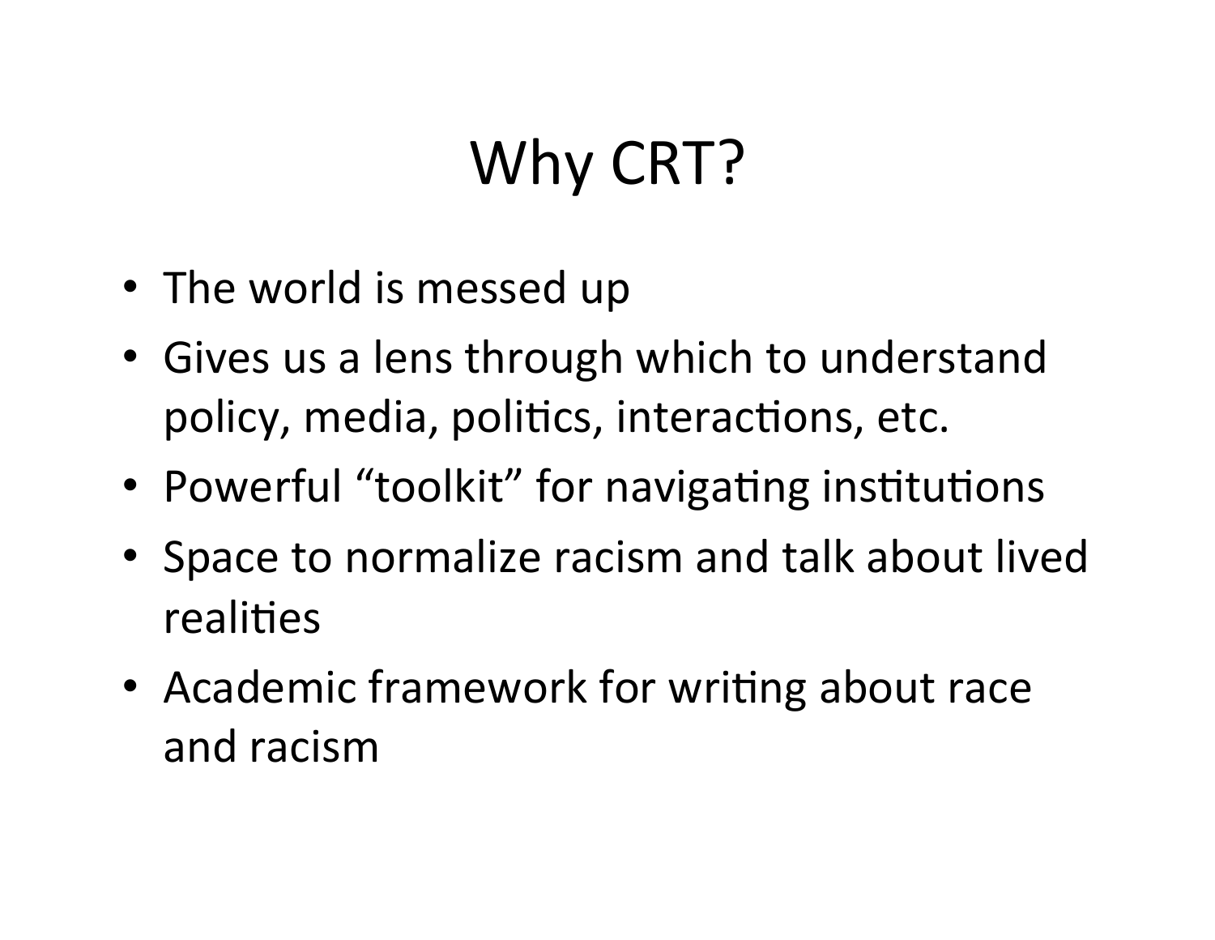# Why CRT?

- The world is messed up
- Gives us a lens through which to understand policy, media, politics, interactions, etc.
- Powerful "toolkit" for navigating institutions
- Space to normalize racism and talk about lived realities
- Academic framework for writing about race and racism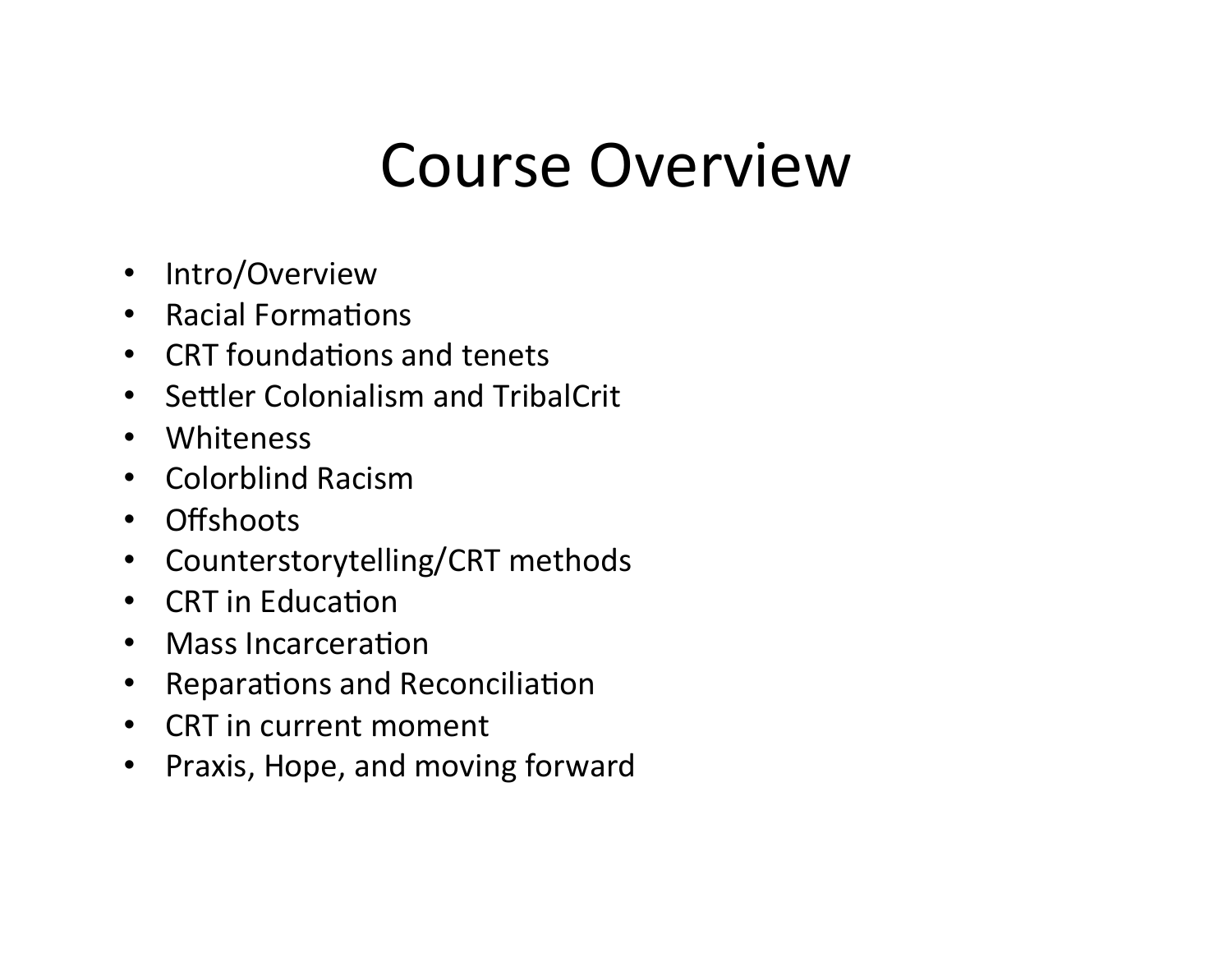# Course Overview

- Intro/Overview
- Racial Formations
- CRT foundations and tenets
- Settler Colonialism and TribalCrit
- Whiteness
- Colorblind Racism
- Offshoots
- Counterstorytelling/CRT methods
- CRT in Education
- Mass Incarceration
- Reparations and Reconciliation
- CRT in current moment
- Praxis, Hope, and moving forward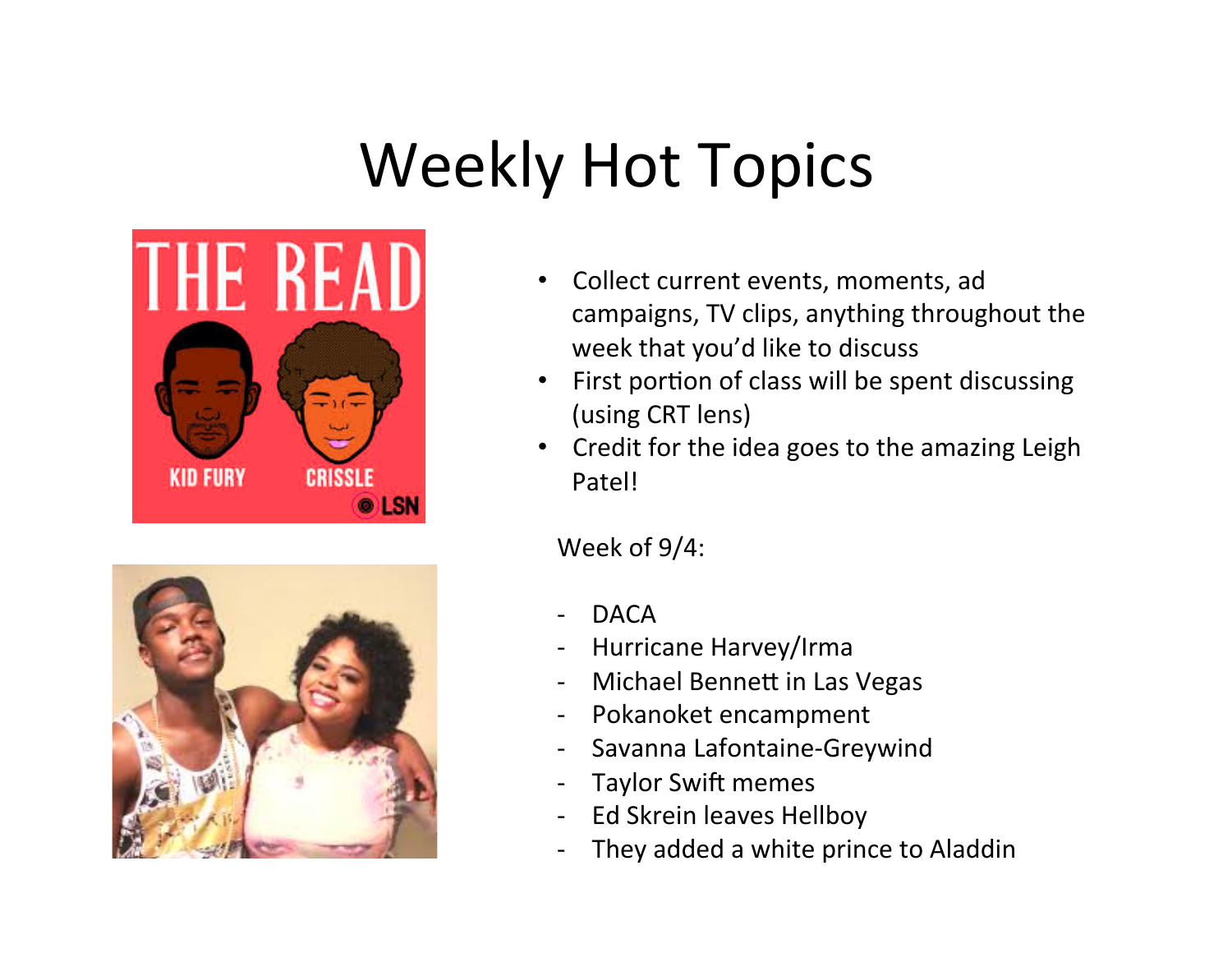# Weekly Hot Topics

- Collect current events, moments, ad campaigns, TV clips, anything throughout the week that you'd like to discuss
- First portion of class will be spent discussing (using CRT lens)
- Credit for the idea goes to the amazing Leigh Patel!

Week of 9/4:

- DACA
- Hurricane Harvey/Irma
- Michael Bennett in Las Vegas
- Pokanoket encampment
- Savanna Lafontaine-Greywind
- Taylor Swift memes
- Ed Skrein leaves Hellboy
- They added a white prince to Aladdin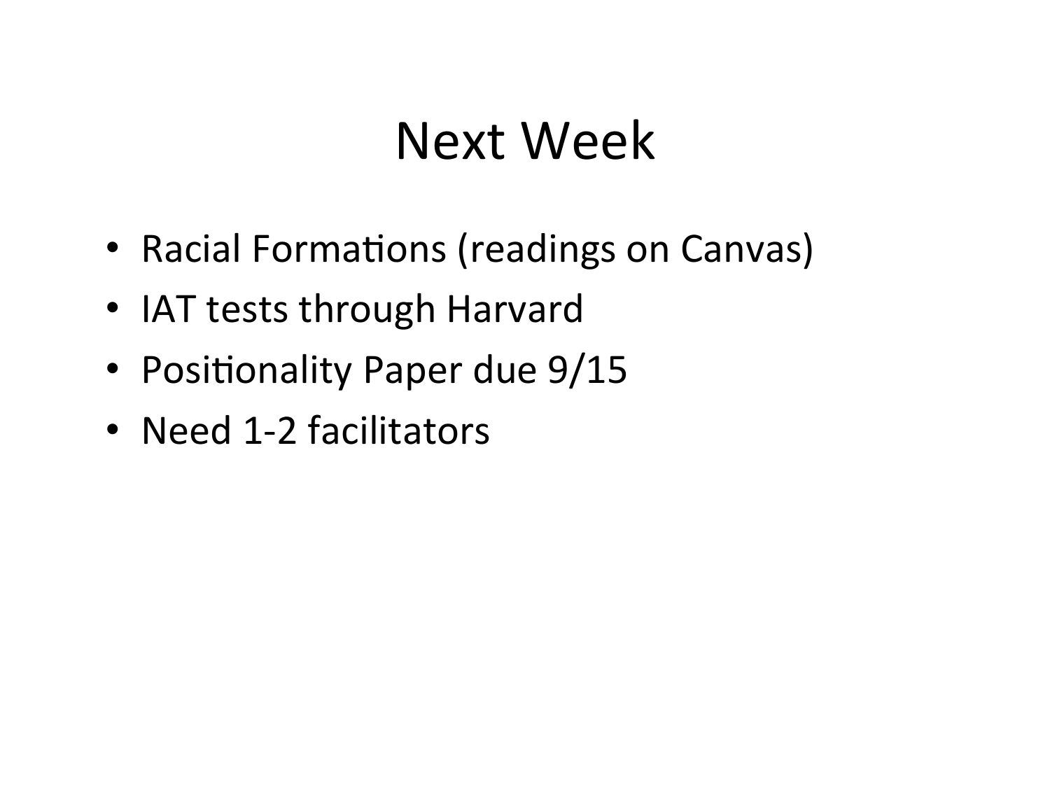# Next Week

- Racial Formations (readings on Canvas)
- IAT tests through Harvard
- Positionality Paper due 9/15
- Need 1-2 facilitators